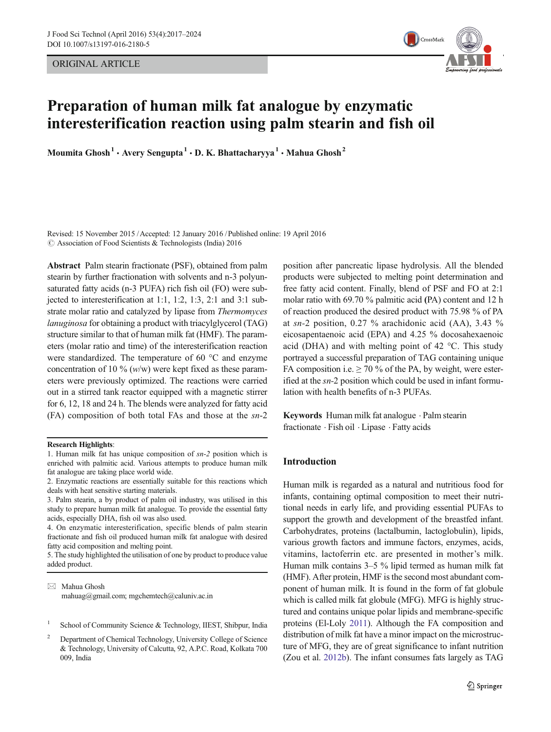ORIGINAL ARTICLE

# Preparation of human milk fat analogue by enzymatic interesterification reaction using palm stearin and fish oil

**Moumita Ghosh**[1] **· Avery Sengupta**[1] **· D. K. Bhattacharyya**[1] **· Mahua Ghosh**[2]

Revised: 15 November 2015 / Accepted: 12 January 2016 / Published online: 19 April 2016
© Association of Food Scientists & Technologists (India) 2016

**Abstract** Palm stearin fractionate (PSF), obtained from palm stearin by further fractionation with solvents and n-3 polyunsaturated fatty acids (n-3 PUFA) rich fish oil (FO) were subjected to interesterification at 1:1, 1:2, 1:3, 2:1 and 3:1 substrate molar ratio and catalyzed by lipase from *Thermomyces lanuginosa* for obtaining a product with triacylglycerol (TAG) structure similar to that of human milk fat (HMF). The parameters (molar ratio and time) of the interesterification reaction were standardized. The temperature of 60 °C and enzyme concentration of 10 % (*w*/w) were kept fixed as these parameters were previously optimized. The reactions were carried out in a stirred tank reactor equipped with a magnetic stirrer for 6, 12, 18 and 24 h. The blends were analyzed for fatty acid (FA) composition of both total FAs and those at the *sn*-2 position after pancreatic lipase hydrolysis. All the blended products were subjected to melting point determination and free fatty acid content. Finally, blend of PSF and FO at 2:1 molar ratio with 69.70 % palmitic acid **(**PA) content and 12 h of reaction produced the desired product with 75.98 % of PA at *sn*-2 position, 0.27 % arachidonic acid (AA), 3.43 % eicosapentaenoic acid (EPA) and 4.25 % docosahexaenoic acid (DHA) and with melting point of 42 °C. This study portrayed a successful preparation of TAG containing unique FA composition i.e. ≥ 70 % of the PA, by weight, were esterified at the *sn*-2 position which could be used in infant formulation with health benefits of n-3 PUFAs.

**Keywords** Human milk fat analogue · Palm stearin fractionate · Fish oil · Lipase · Fatty acids

**Research Highlights**:

1. Human milk fat has unique composition of *sn-2* position which is enriched with palmitic acid. Various attempts to produce human milk fat analogue are taking place world wide.
2. Enzymatic reactions are essentially suitable for this reactions which deals with heat sensitive starting materials.
3. Palm stearin, a by product of palm oil industry, was utilised in this study to prepare human milk fat analogue. To provide the essential fatty acids, especially DHA, fish oil was also used.
4. On enzymatic interesterification, specific blends of palm stearin fractionate and fish oil produced human milk fat analogue with desired fatty acid composition and melting point.
5. The study highlighted the utilisation of one by product to produce value added product.

✉ Mahua Ghosh
mahuag@gmail.com; mgchemtech@caluniv.ac.in

[1] School of Community Science & Technology, IIEST, Shibpur, India

[2] Department of Chemical Technology, University College of Science & Technology, University of Calcutta, 92, A.P.C. Road, Kolkata 700 009, India

## Introduction

Human milk is regarded as a natural and nutritious food for infants, containing optimal composition to meet their nutritional needs in early life, and providing essential PUFAs to support the growth and development of the breastfed infant. Carbohydrates, proteins (lactalbumin, lactoglobulin), lipids, various growth factors and immune factors, enzymes, acids, vitamins, lactoferrin etc. are presented in mother's milk. Human milk contains 3–5 % lipid termed as human milk fat (HMF). After protein, HMF is the second most abundant component of human milk. It is found in the form of fat globule which is called milk fat globule (MFG). MFG is highly structured and contains unique polar lipids and membrane-specific proteins (El-Loly 2011). Although the FA composition and distribution of milk fat have a minor impact on the microstructure of MFG, they are of great significance to infant nutrition (Zou et al. 2012b). The infant consumes fats largely as TAG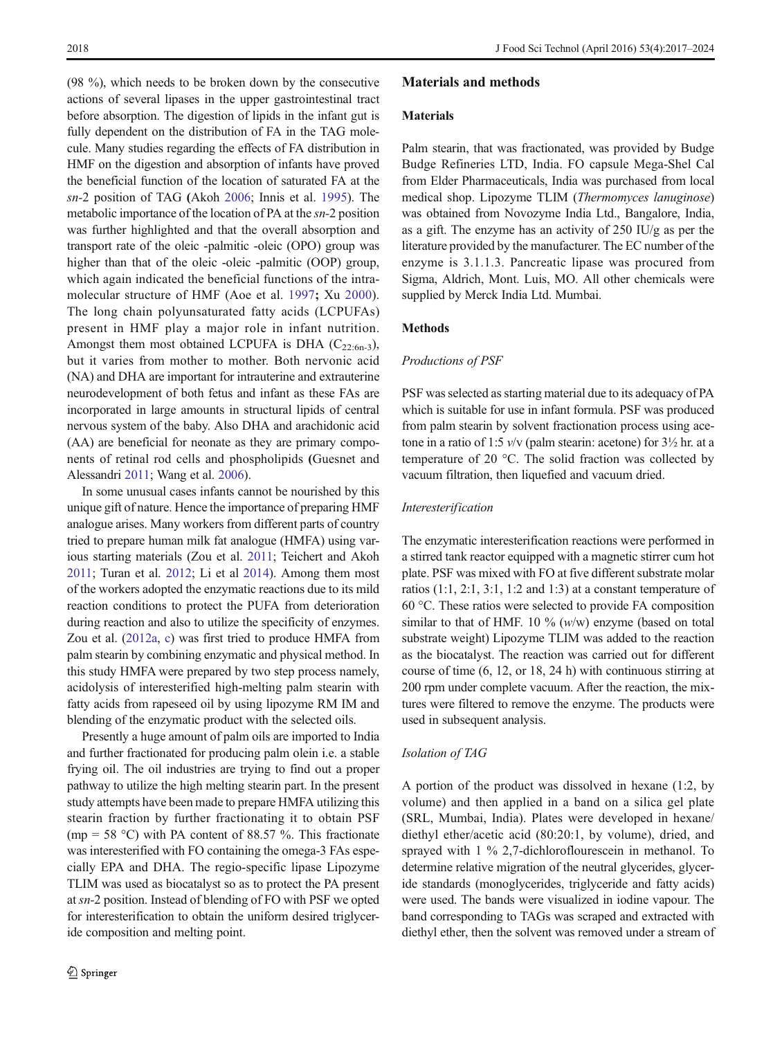(98 %), which needs to be broken down by the consecutive actions of several lipases in the upper gastrointestinal tract before absorption. The digestion of lipids in the infant gut is fully dependent on the distribution of FA in the TAG molecule. Many studies regarding the effects of FA distribution in HMF on the digestion and absorption of infants have proved the beneficial function of the location of saturated FA at the *sn*-2 position of TAG (Akoh 2006; Innis et al. 1995). The metabolic importance of the location of PA at the *sn*-2 position was further highlighted and that the overall absorption and transport rate of the oleic -palmitic -oleic (OPO) group was higher than that of the oleic -oleic -palmitic (OOP) group, which again indicated the beneficial functions of the intramolecular structure of HMF (Aoe et al. 1997; Xu 2000). The long chain polyunsaturated fatty acids (LCPUFAs) present in HMF play a major role in infant nutrition. Amongst them most obtained LCPUFA is DHA ($C_{22:6n-3}$), but it varies from mother to mother. Both nervonic acid (NA) and DHA are important for intrauterine and extrauterine neurodevelopment of both fetus and infant as these FAs are incorporated in large amounts in structural lipids of central nervous system of the baby. Also DHA and arachidonic acid (AA) are beneficial for neonate as they are primary components of retinal rod cells and phospholipids (Guesnet and Alessandri 2011; Wang et al. 2006).

In some unusual cases infants cannot be nourished by this unique gift of nature. Hence the importance of preparing HMF analogue arises. Many workers from different parts of country tried to prepare human milk fat analogue (HMFA) using various starting materials (Zou et al. 2011; Teichert and Akoh 2011; Turan et al. 2012; Li et al 2014). Among them most of the workers adopted the enzymatic reactions due to its mild reaction conditions to protect the PUFA from deterioration during reaction and also to utilize the specificity of enzymes. Zou et al. (2012a, c) was first tried to produce HMFA from palm stearin by combining enzymatic and physical method. In this study HMFA were prepared by two step process namely, acidolysis of interesterified high-melting palm stearin with fatty acids from rapeseed oil by using lipozyme RM IM and blending of the enzymatic product with the selected oils.

Presently a huge amount of palm oils are imported to India and further fractionated for producing palm olein i.e. a stable frying oil. The oil industries are trying to find out a proper pathway to utilize the high melting stearin part. In the present study attempts have been made to prepare HMFA utilizing this stearin fraction by further fractionating it to obtain PSF (mp = 58 °C) with PA content of 88.57 %. This fractionate was interesterified with FO containing the omega-3 FAs especially EPA and DHA. The regio-specific lipase Lipozyme TLIM was used as biocatalyst so as to protect the PA present at *sn*-2 position. Instead of blending of FO with PSF we opted for interesterification to obtain the uniform desired triglyceride composition and melting point.

## Materials and methods

### Materials

Palm stearin, that was fractionated, was provided by Budge Budge Refineries LTD, India. FO capsule Mega-Shel Cal from Elder Pharmaceuticals, India was purchased from local medical shop. Lipozyme TLIM (*Thermomyces lanuginose*) was obtained from Novozyme India Ltd., Bangalore, India, as a gift. The enzyme has an activity of 250 IU/g as per the literature provided by the manufacturer. The EC number of the enzyme is 3.1.1.3. Pancreatic lipase was procured from Sigma, Aldrich, Mont. Luis, MO. All other chemicals were supplied by Merck India Ltd. Mumbai.

### Methods

#### *Productions of PSF*

PSF was selected as starting material due to its adequacy of PA which is suitable for use in infant formula. PSF was produced from palm stearin by solvent fractionation process using acetone in a ratio of 1:5 *v*/v (palm stearin: acetone) for 3½ hr. at a temperature of 20 °C. The solid fraction was collected by vacuum filtration, then liquefied and vacuum dried.

#### *Interesterification*

The enzymatic interesterification reactions were performed in a stirred tank reactor equipped with a magnetic stirrer cum hot plate. PSF was mixed with FO at five different substrate molar ratios (1:1, 2:1, 3:1, 1:2 and 1:3) at a constant temperature of 60 °C. These ratios were selected to provide FA composition similar to that of HMF. 10 % (*w*/w) enzyme (based on total substrate weight) Lipozyme TLIM was added to the reaction as the biocatalyst. The reaction was carried out for different course of time (6, 12, or 18, 24 h) with continuous stirring at 200 rpm under complete vacuum. After the reaction, the mixtures were filtered to remove the enzyme. The products were used in subsequent analysis.

#### *Isolation of TAG*

A portion of the product was dissolved in hexane (1:2, by volume) and then applied in a band on a silica gel plate (SRL, Mumbai, India). Plates were developed in hexane/diethyl ether/acetic acid (80:20:1, by volume), dried, and sprayed with 1 % 2,7-dichloroflourescein in methanol. To determine relative migration of the neutral glycerides, glyceride standards (monoglycerides, triglyceride and fatty acids) were used. The bands were visualized in iodine vapour. The band corresponding to TAGs was scraped and extracted with diethyl ether, then the solvent was removed under a stream of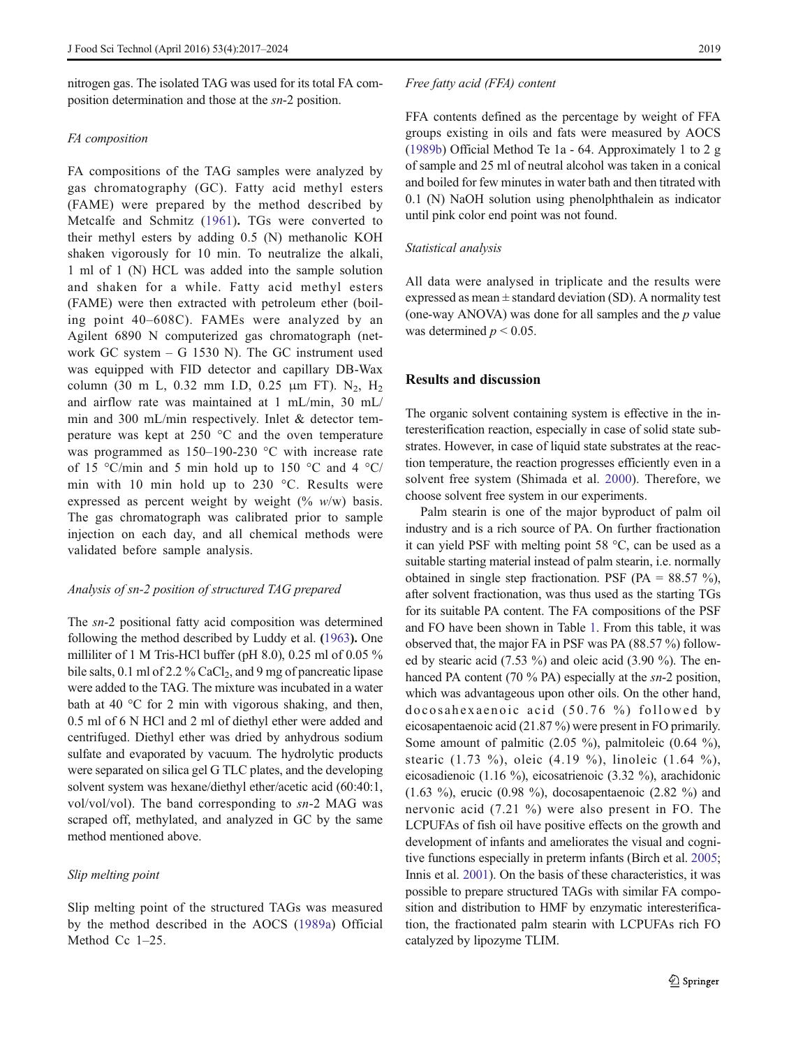nitrogen gas. The isolated TAG was used for its total FA composition determination and those at the *sn*-2 position.

### *FA composition*

FA compositions of the TAG samples were analyzed by gas chromatography (GC). Fatty acid methyl esters (FAME) were prepared by the method described by Metcalfe and Schmitz (1961). TGs were converted to their methyl esters by adding 0.5 (N) methanolic KOH shaken vigorously for 10 min. To neutralize the alkali, 1 ml of 1 (N) HCL was added into the sample solution and shaken for a while. Fatty acid methyl esters (FAME) were then extracted with petroleum ether (boiling point 40–608C). FAMEs were analyzed by an Agilent 6890 N computerized gas chromatograph (network GC system – G 1530 N). The GC instrument used was equipped with FID detector and capillary DB-Wax column (30 m L, 0.32 mm I.D, 0.25 μm FT). $N_2$, $H_2$ and airflow rate was maintained at 1 mL/min, 30 mL/min and 300 mL/min respectively. Inlet & detector temperature was kept at 250 °C and the oven temperature was programmed as 150–190-230 °C with increase rate of 15 °C/min and 5 min hold up to 150 °C and 4 °C/min with 10 min hold up to 230 °C. Results were expressed as percent weight by weight (% *w*/w) basis. The gas chromatograph was calibrated prior to sample injection on each day, and all chemical methods were validated before sample analysis.

### *Analysis of sn-2 position of structured TAG prepared*

The *sn*-2 positional fatty acid composition was determined following the method described by Luddy et al. (1963). One milliliter of 1 M Tris-HCl buffer (pH 8.0), 0.25 ml of 0.05 % bile salts, 0.1 ml of 2.2 % $CaCl_2$, and 9 mg of pancreatic lipase were added to the TAG. The mixture was incubated in a water bath at 40 °C for 2 min with vigorous shaking, and then, 0.5 ml of 6 N HCl and 2 ml of diethyl ether were added and centrifuged. Diethyl ether was dried by anhydrous sodium sulfate and evaporated by vacuum. The hydrolytic products were separated on silica gel G TLC plates, and the developing solvent system was hexane/diethyl ether/acetic acid (60:40:1, vol/vol/vol). The band corresponding to *sn*-2 MAG was scraped off, methylated, and analyzed in GC by the same method mentioned above.

### *Slip melting point*

Slip melting point of the structured TAGs was measured by the method described in the AOCS (1989a) Official Method Cc 1–25.

### *Free fatty acid (FFA) content*

FFA contents defined as the percentage by weight of FFA groups existing in oils and fats were measured by AOCS (1989b) Official Method Te 1a - 64. Approximately 1 to 2 g of sample and 25 ml of neutral alcohol was taken in a conical and boiled for few minutes in water bath and then titrated with 0.1 (N) NaOH solution using phenolphthalein as indicator until pink color end point was not found.

### *Statistical analysis*

All data were analysed in triplicate and the results were expressed as mean ± standard deviation (SD). A normality test (one-way ANOVA) was done for all samples and the *p* value was determined $p < 0.05$.

## Results and discussion

The organic solvent containing system is effective in the interesterification reaction, especially in case of solid state substrates. However, in case of liquid state substrates at the reaction temperature, the reaction progresses efficiently even in a solvent free system (Shimada et al. 2000). Therefore, we choose solvent free system in our experiments.

Palm stearin is one of the major byproduct of palm oil industry and is a rich source of PA. On further fractionation it can yield PSF with melting point 58 °C, can be used as a suitable starting material instead of palm stearin, i.e. normally obtained in single step fractionation. PSF (PA = 88.57 %), after solvent fractionation, was thus used as the starting TGs for its suitable PA content. The FA compositions of the PSF and FO have been shown in Table 1. From this table, it was observed that, the major FA in PSF was PA (88.57 %) followed by stearic acid (7.53 %) and oleic acid (3.90 %). The enhanced PA content (70 % PA) especially at the *sn*-2 position, which was advantageous upon other oils. On the other hand, docosahexaenoic acid (50.76 %) followed by eicosapentaenoic acid (21.87 %) were present in FO primarily. Some amount of palmitic (2.05 %), palmitoleic (0.64 %), stearic (1.73 %), oleic (4.19 %), linoleic (1.64 %), eicosadienoic (1.16 %), eicosatrienoic (3.32 %), arachidonic (1.63 %), erucic (0.98 %), docosapentaenoic (2.82 %) and nervonic acid (7.21 %) were also present in FO. The LCPUFAs of fish oil have positive effects on the growth and development of infants and ameliorates the visual and cognitive functions especially in preterm infants (Birch et al. 2005; Innis et al. 2001). On the basis of these characteristics, it was possible to prepare structured TAGs with similar FA composition and distribution to HMF by enzymatic interesterification, the fractionated palm stearin with LCPUFAs rich FO catalyzed by lipozyme TLIM.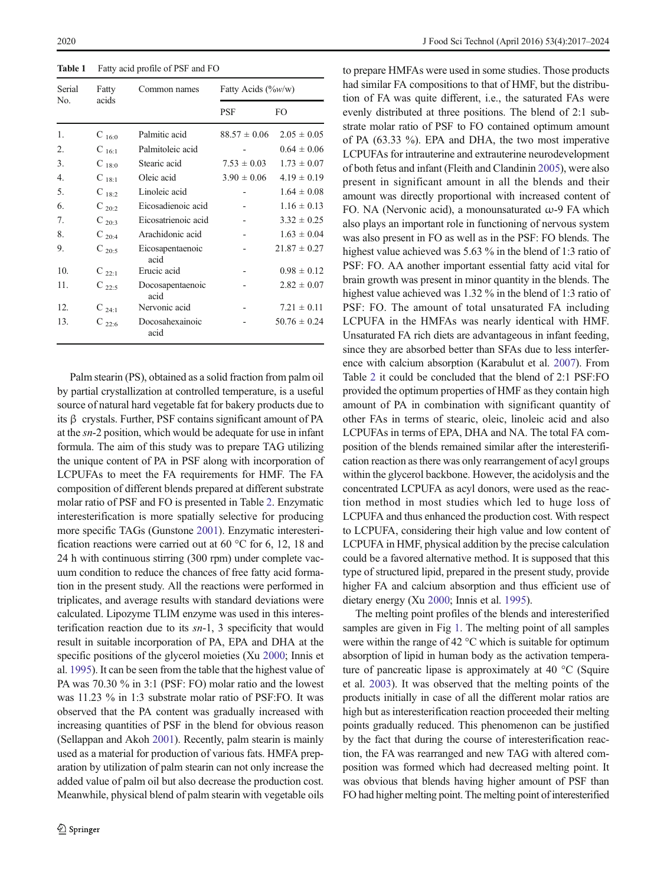**Table 1** Fatty acid profile of PSF and FO

| Serial No. | Fatty acids | Common names | Fatty Acids (%*w*/w) | |
|---|---|---|---|---|
| | | | PSF | FO |
| 1. | $C_{16:0}$ | Palmitic acid | 88.57 ± 0.06 | 2.05 ± 0.05 |
| 2. | $C_{16:1}$ | Palmitoleic acid | - | 0.64 ± 0.06 |
| 3. | $C_{18:0}$ | Stearic acid | 7.53 ± 0.03 | 1.73 ± 0.07 |
| 4. | $C_{18:1}$ | Oleic acid | 3.90 ± 0.06 | 4.19 ± 0.19 |
| 5. | $C_{18:2}$ | Linoleic acid | - | 1.64 ± 0.08 |
| 6. | $C_{20:2}$ | Eicosadienoic acid | - | 1.16 ± 0.13 |
| 7. | $C_{20:3}$ | Eicosatrienoic acid | - | 3.32 ± 0.25 |
| 8. | $C_{20:4}$ | Arachidonic acid | - | 1.63 ± 0.04 |
| 9. | $C_{20:5}$ | Eicosapentaenoic acid | - | 21.87 ± 0.27 |
| 10. | $C_{22:1}$ | Erucic acid | - | 0.98 ± 0.12 |
| 11. | $C_{22:5}$ | Docosapentaenoic acid | - | 2.82 ± 0.07 |
| 12. | $C_{24:1}$ | Nervonic acid | - | 7.21 ± 0.11 |
| 13. | $C_{22:6}$ | Docosahexainoic acid | - | 50.76 ± 0.24 |

Palm stearin (PS), obtained as a solid fraction from palm oil by partial crystallization at controlled temperature, is a useful source of natural hard vegetable fat for bakery products due to its β crystals. Further, PSF contains significant amount of PA at the *sn*-2 position, which would be adequate for use in infant formula. The aim of this study was to prepare TAG utilizing the unique content of PA in PSF along with incorporation of LCPUFAs to meet the FA requirements for HMF. The FA composition of different blends prepared at different substrate molar ratio of PSF and FO is presented in Table 2. Enzymatic interesterification is more spatially selective for producing more specific TAGs (Gunstone 2001). Enzymatic interesterification reactions were carried out at 60 °C for 6, 12, 18 and 24 h with continuous stirring (300 rpm) under complete vacuum condition to reduce the chances of free fatty acid formation in the present study. All the reactions were performed in triplicates, and average results with standard deviations were calculated. Lipozyme TLIM enzyme was used in this interesterification reaction due to its *sn*-1, 3 specificity that would result in suitable incorporation of PA, EPA and DHA at the specific positions of the glycerol moieties (Xu 2000; Innis et al. 1995). It can be seen from the table that the highest value of PA was 70.30 % in 3:1 (PSF: FO) molar ratio and the lowest was 11.23 % in 1:3 substrate molar ratio of PSF:FO. It was observed that the PA content was gradually increased with increasing quantities of PSF in the blend for obvious reason (Sellappan and Akoh 2001). Recently, palm stearin is mainly used as a material for production of various fats. HMFA preparation by utilization of palm stearin can not only increase the added value of palm oil but also decrease the production cost. Meanwhile, physical blend of palm stearin with vegetable oils to prepare HMFAs were used in some studies. Those products had similar FA compositions to that of HMF, but the distribution of FA was quite different, i.e., the saturated FAs were evenly distributed at three positions. The blend of 2:1 substrate molar ratio of PSF to FO contained optimum amount of PA (63.33 %). EPA and DHA, the two most imperative LCPUFAs for intrauterine and extrauterine neurodevelopment of both fetus and infant (Fleith and Clandinin 2005), were also present in significant amount in all the blends and their amount was directly proportional with increased content of FO. NA (Nervonic acid), a monounsaturated ω-9 FA which also plays an important role in functioning of nervous system was also present in FO as well as in the PSF: FO blends. The highest value achieved was 5.63 % in the blend of 1:3 ratio of PSF: FO. AA another important essential fatty acid vital for brain growth was present in minor quantity in the blends. The highest value achieved was 1.32 % in the blend of 1:3 ratio of PSF: FO. The amount of total unsaturated FA including LCPUFA in the HMFAs was nearly identical with HMF. Unsaturated FA rich diets are advantageous in infant feeding, since they are absorbed better than SFAs due to less interference with calcium absorption (Karabulut et al. 2007). From Table 2 it could be concluded that the blend of 2:1 PSF:FO provided the optimum properties of HMF as they contain high amount of PA in combination with significant quantity of other FAs in terms of stearic, oleic, linoleic acid and also LCPUFAs in terms of EPA, DHA and NA. The total FA composition of the blends remained similar after the interesterification reaction as there was only rearrangement of acyl groups within the glycerol backbone. However, the acidolysis and the concentrated LCPUFA as acyl donors, were used as the reaction method in most studies which led to huge loss of LCPUFA and thus enhanced the production cost. With respect to LCPUFA, considering their high value and low content of LCPUFA in HMF, physical addition by the precise calculation could be a favored alternative method. It is supposed that this type of structured lipid, prepared in the present study, provide higher FA and calcium absorption and thus efficient use of dietary energy (Xu 2000; Innis et al. 1995).

The melting point profiles of the blends and interesterified samples are given in Fig 1. The melting point of all samples were within the range of 42 °C which is suitable for optimum absorption of lipid in human body as the activation temperature of pancreatic lipase is approximately at 40 °C (Squire et al. 2003). It was observed that the melting points of the products initially in case of all the different molar ratios are high but as interesterification reaction proceeded their melting points gradually reduced. This phenomenon can be justified by the fact that during the course of interesterification reaction, the FA was rearranged and new TAG with altered composition was formed which had decreased melting point. It was obvious that blends having higher amount of PSF than FO had higher melting point. The melting point of interesterified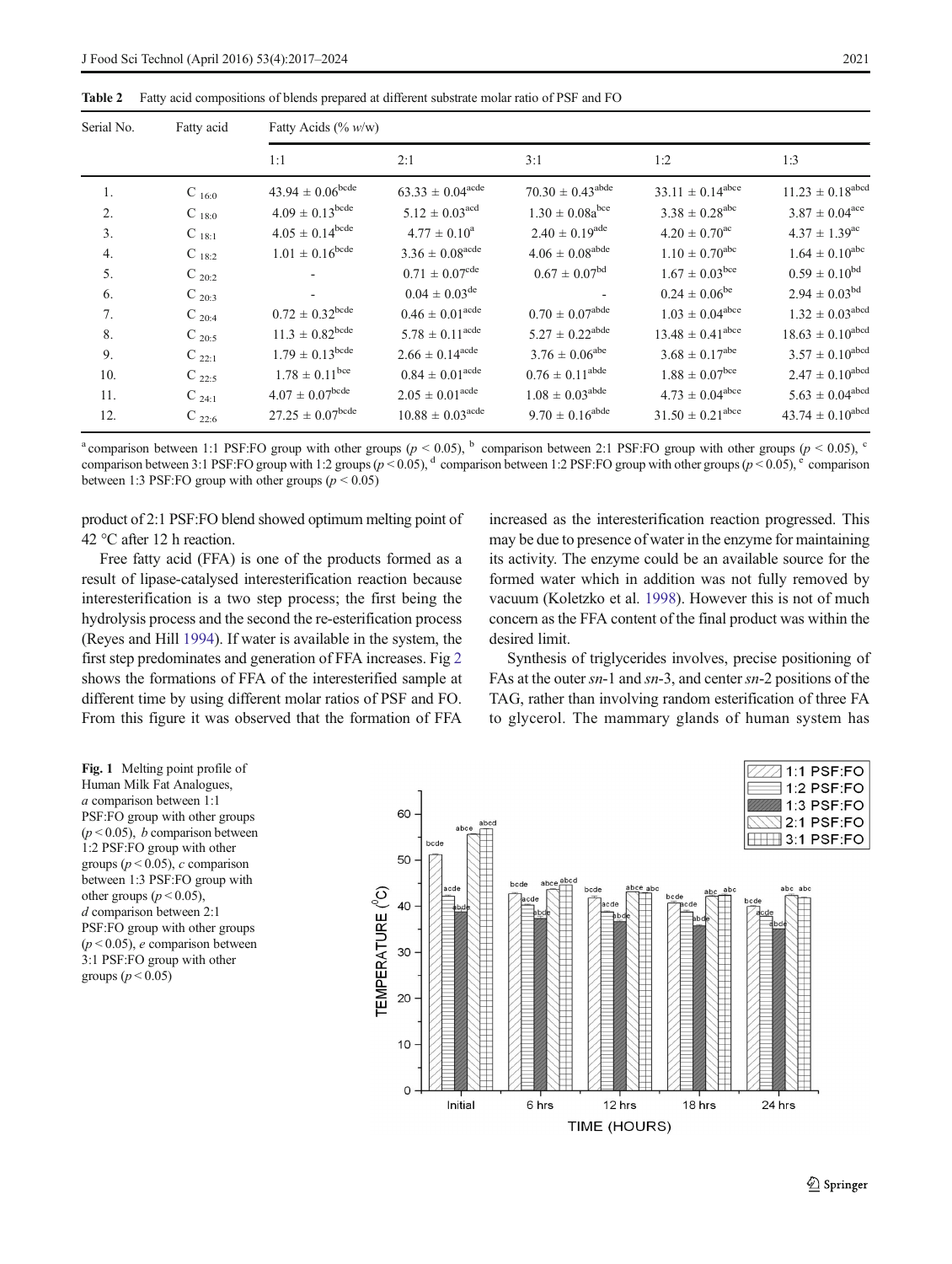**Table 2** Fatty acid compositions of blends prepared at different substrate molar ratio of PSF and FO

| Serial No. | Fatty acid | Fatty Acids (% w/w) | | | | |
|---|---|---|---|---|---|---|
| | | 1:1 | 2:1 | 3:1 | 1:2 | 1:3 |
| 1. | $C_{16:0}$ | 43.94 ± 0.06[bcde] | 63.33 ± 0.04[acde] | 70.30 ± 0.43[abde] | 33.11 ± 0.14[abce] | 11.23 ± 0.18[abcd] |
| 2. | $C_{18:0}$ | 4.09 ± 0.13[bcde] | 5.12 ± 0.03[acd] | 1.30 ± 0.08a[bce] | 3.38 ± 0.28[abc] | 3.87 ± 0.04[ace] |
| 3. | $C_{18:1}$ | 4.05 ± 0.14[bcde] | 4.77 ± 0.10[a] | 2.40 ± 0.19[ade] | 4.20 ± 0.70[ac] | 4.37 ± 1.39[ac] |
| 4. | $C_{18:2}$ | 1.01 ± 0.16[bcde] | 3.36 ± 0.08[acde] | 4.06 ± 0.08[abde] | 1.10 ± 0.70[abc] | 1.64 ± 0.10[abc] |
| 5. | $C_{20:2}$ | - | 0.71 ± 0.07[cde] | 0.67 ± 0.07[bd] | 1.67 ± 0.03[bce] | 0.59 ± 0.10[bd] |
| 6. | $C_{20:3}$ | - | 0.04 ± 0.03[de] | - | 0.24 ± 0.06[be] | 2.94 ± 0.03[bd] |
| 7. | $C_{20:4}$ | 0.72 ± 0.32[bcde] | 0.46 ± 0.01[acde] | 0.70 ± 0.07[abde] | 1.03 ± 0.04[abce] | 1.32 ± 0.03[abcd] |
| 8. | $C_{20:5}$ | 11.3 ± 0.82[bcde] | 5.78 ± 0.11[acde] | 5.27 ± 0.22[abde] | 13.48 ± 0.41[abce] | 18.63 ± 0.10[abcd] |
| 9. | $C_{22:1}$ | 1.79 ± 0.13[bcde] | 2.66 ± 0.14[acde] | 3.76 ± 0.06[abe] | 3.68 ± 0.17[abe] | 3.57 ± 0.10[abcd] |
| 10. | $C_{22:5}$ | 1.78 ± 0.11[bce] | 0.84 ± 0.01[acde] | 0.76 ± 0.11[abde] | 1.88 ± 0.07[bce] | 2.47 ± 0.10[abcd] |
| 11. | $C_{24:1}$ | 4.07 ± 0.07[bcde] | 2.05 ± 0.01[acde] | 1.08 ± 0.03[abde] | 4.73 ± 0.04[abce] | 5.63 ± 0.04[abcd] |
| 12. | $C_{22:6}$ | 27.25 ± 0.07[bcde] | 10.88 ± 0.03[acde] | 9.70 ± 0.16[abde] | 31.50 ± 0.21[abce] | 43.74 ± 0.10[abcd] |

[a] comparison between 1:1 PSF:FO group with other groups ($p < 0.05$), [b] comparison between 2:1 PSF:FO group with other groups ($p < 0.05$), [c] comparison between 3:1 PSF:FO group with 1:2 groups ($p < 0.05$), [d] comparison between 1:2 PSF:FO group with other groups ($p < 0.05$), [e] comparison between 1:3 PSF:FO group with other groups ($p < 0.05$)

product of 2:1 PSF:FO blend showed optimum melting point of 42 °C after 12 h reaction.

Free fatty acid (FFA) is one of the products formed as a result of lipase-catalysed interesterification reaction because interesterification is a two step process; the first being the hydrolysis process and the second the re-esterification process (Reyes and Hill 1994). If water is available in the system, the first step predominates and generation of FFA increases. Fig 2 shows the formations of FFA of the interesterified sample at different time by using different molar ratios of PSF and FO. From this figure it was observed that the formation of FFA increased as the interesterification reaction progressed. This may be due to presence of water in the enzyme for maintaining its activity. The enzyme could be an available source for the formed water which in addition was not fully removed by vacuum (Koletzko et al. 1998). However this is not of much concern as the FFA content of the final product was within the desired limit.

Synthesis of triglycerides involves, precise positioning of FAs at the outer *sn*-1 and *sn*-3, and center *sn*-2 positions of the TAG, rather than involving random esterification of three FA to glycerol. The mammary glands of human system has

**Fig. 1** Melting point profile of Human Milk Fat Analogues, *a* comparison between 1:1 PSF:FO group with other groups ($p < 0.05$), *b* comparison between 1:2 PSF:FO group with other groups ($p < 0.05$), *c* comparison between 1:3 PSF:FO group with other groups ($p < 0.05$), *d* comparison between 2:1 PSF:FO group with other groups ($p < 0.05$), *e* comparison between 3:1 PSF:FO group with other groups ($p < 0.05$)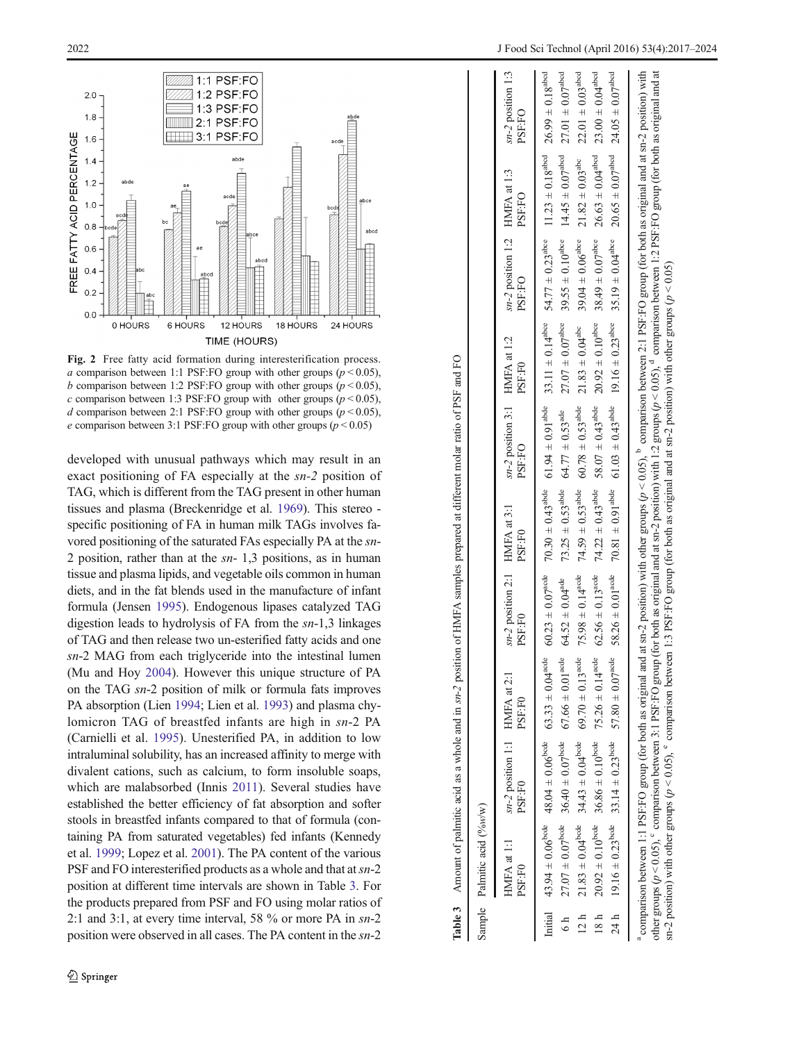Fig. 2 Free fatty acid formation during interesterification process. *a* comparison between 1:1 PSF:FO group with other groups ($p < 0.05$), *b* comparison between 1:2 PSF:FO group with other groups ($p < 0.05$), *c* comparison between 1:3 PSF:FO group with other groups ($p < 0.05$), *d* comparison between 2:1 PSF:FO group with other groups ($p < 0.05$), *e* comparison between 3:1 PSF:FO group with other groups ($p < 0.05$)

developed with unusual pathways which may result in an exact positioning of FA especially at the *sn*-2 position of TAG, which is different from the TAG present in other human tissues and plasma (Breckenridge et al. 1969). This stereo - specific positioning of FA in human milk TAGs involves favored positioning of the saturated FAs especially PA at the *sn*-2 position, rather than at the *sn*- 1,3 positions, as in human tissue and plasma lipids, and vegetable oils common in human diets, and in the fat blends used in the manufacture of infant formula (Jensen 1995). Endogenous lipases catalyzed TAG digestion leads to hydrolysis of FA from the *sn*-1,3 linkages of TAG and then release two un-esterified fatty acids and one *sn*-2 MAG from each triglyceride into the intestinal lumen (Mu and Hoy 2004). However this unique structure of PA on the TAG *sn*-2 position of milk or formula fats improves PA absorption (Lien 1994; Lien et al. 1993) and plasma chylomicron TAG of breastfed infants are high in *sn*-2 PA (Carnielli et al. 1995). Unesterified PA, in addition to low intraluminal solubility, has an increased affinity to merge with divalent cations, such as calcium, to form insoluble soaps, which are malabsorbed (Innis 2011). Several studies have established the better efficiency of fat absorption and softer stools in breastfed infants compared to that of formula (containing PA from saturated vegetables) fed infants (Kennedy et al. 1999; Lopez et al. 2001). The PA content of the various PSF and FO interesterified products as a whole and that at *sn*-2 position at different time intervals are shown in Table 3. For the products prepared from PSF and FO using molar ratios of 2:1 and 3:1, at every time interval, 58 % or more PA in *sn*-2 position were observed in all cases. The PA content in the *sn*-2

**Table 3** Amount of palmitic acid as a whole and in *sn*-2 position of HMFA samples prepared at different molar ratio of PSF and FO

| Sample | Palmitic acid (%w/w) | | | | | | | | | |
|---|---|---|---|---|---|---|---|---|---|---|
| | HMFA at 1:1 PSF:F0 | *sn*-2 position 1:1 PSF:F0 | HMFA at 2:1 PSF:F0 | *sn*-2 position 2:1 PSF:F0 | HMFA at 3:1 PSF:F0 | *sn*-2 position 3:1 PSF:FO | HMFA at 1:2 PSF:F0 | *sn*-2 position 1:2 PSF:FO | HMFA at 1:3 PSF:FO | *sn*-2 position 1:3 PSF:FO |
| Initial | 43.94 ± 0.06[bcde] | 48.04 ± 0.06[bcde] | 63.33 ± 0.04[acde] | 60.23 ± 0.07[acde] | 70.30 ± 0.43[abde] | 61.94 ± 0.91[abde] | 33.11 ± 0.14[abce] | 54.77 ± 0.23[abce] | 11.23 ± 0.18[abcd] | 26.99 ± 0.18[abcd] |
| 6 h | 27.07 ± 0.07[bcde] | 36.40 ± 0.07[bcde] | 67.66 ± 0.01[acde] | 64.52 ± 0.04[ade] | 73.25 ± 0.53[abde] | 64.77 ± 0.53[ade] | 27.07 ± 0.07[abce] | 39.55 ± 0.10[abce] | 14.45 ± 0.07[abcd] | 27.01 ± 0.07[abcd] |
| 12 h | 21.83 ± 0.04[bcde] | 34.43 ± 0.04[bcde] | 69.70 ± 0.13[acde] | 75.98 ± 0.14[acde] | 74.59 ± 0.53[abde] | 60.78 ± 0.53[abde] | 21.83 ± 0.04[abc] | 39.04 ± 0.06[abce] | 21.82 ± 0.03[abc] | 22.01 ± 0.03[abcd] |
| 18 h | 20.92 ± 0.10[bcde] | 36.86 ± 0.10[bcde] | 75.26 ± 0.14[acde] | 62.56 ± 0.13[acde] | 74.22 ± 0.43[abde] | 58.07 ± 0.43[abde] | 20.92 ± 0.10[abce] | 38.49 ± 0.07[abce] | 26.63 ± 0.04[abcd] | 23.00 ± 0.04[abcd] |
| 24 h | 19.16 ± 0.23[bcde] | 33.14 ± 0.23[bcde] | 57.80 ± 0.07[acde] | 58.26 ± 0.01[acde] | 70.81 ± 0.91[abde] | 61.03 ± 0.43[abde] | 19.16 ± 0.23[abce] | 35.19 ± 0.04[abce] | 20.65 ± 0.07[abcd] | 24.05 ± 0.07[abcd] |

[a] comparison between 1:1 PSF:FO group (for both as original and at sn-2 position) with other groups ($p < 0.05$), [b] comparison between 2:1 PSF:FO group (for both as original and at sn-2 position) with other groups ($p < 0.05$), [c] comparison between 3:1 PSF:FO group (for both as original and at sn-2 position) with 1:2 groups ($p < 0.05$), [d] comparison between 1:2 PSF:FO group (for both as original and at sn-2 position) with other groups ($p < 0.05$), [e] comparison between 1:3 PSF:FO group (for both as original and at sn-2 position) with other groups ($p < 0.05$)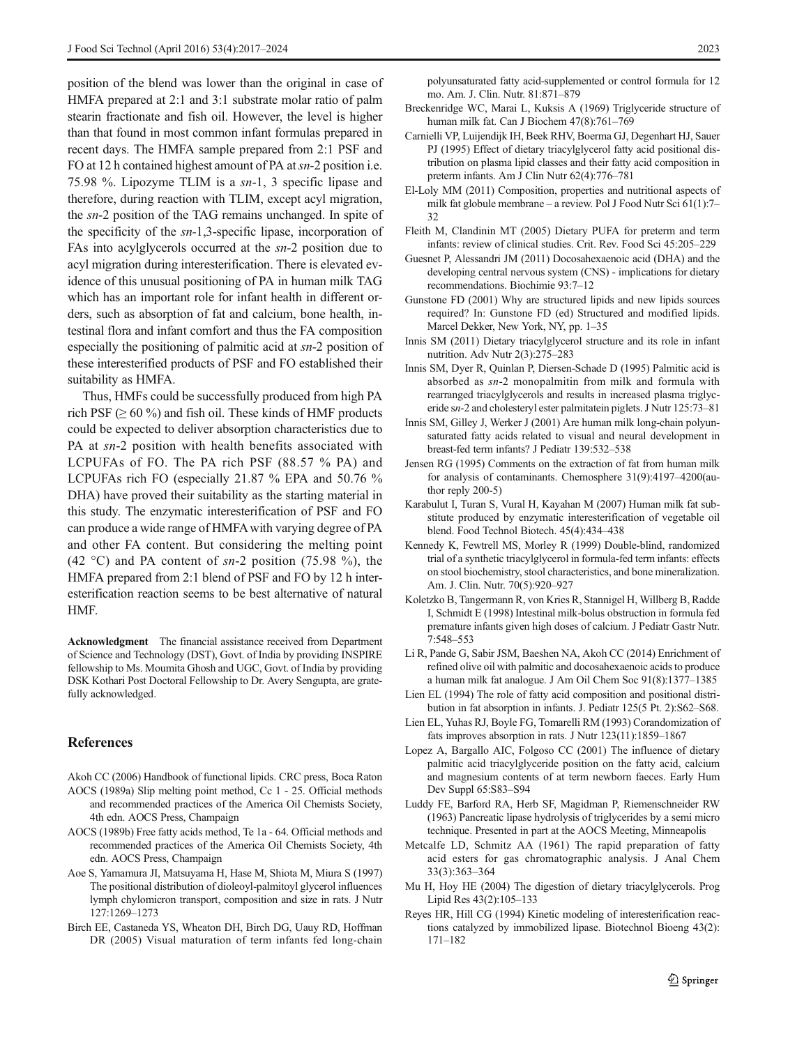position of the blend was lower than the original in case of HMFA prepared at 2:1 and 3:1 substrate molar ratio of palm stearin fractionate and fish oil. However, the level is higher than that found in most common infant formulas prepared in recent days. The HMFA sample prepared from 2:1 PSF and FO at 12 h contained highest amount of PA at *sn*-2 position i.e. 75.98 %. Lipozyme TLIM is a *sn*-1, 3 specific lipase and therefore, during reaction with TLIM, except acyl migration, the *sn*-2 position of the TAG remains unchanged. In spite of the specificity of the *sn*-1,3-specific lipase, incorporation of FAs into acylglycerols occurred at the *sn*-2 position due to acyl migration during interesterification. There is elevated evidence of this unusual positioning of PA in human milk TAG which has an important role for infant health in different orders, such as absorption of fat and calcium, bone health, intestinal flora and infant comfort and thus the FA composition especially the positioning of palmitic acid at *sn*-2 position of these interesterified products of PSF and FO established their suitability as HMFA.

Thus, HMFs could be successfully produced from high PA rich PSF (≥ 60 %) and fish oil. These kinds of HMF products could be expected to deliver absorption characteristics due to PA at *sn*-2 position with health benefits associated with LCPUFAs of FO. The PA rich PSF (88.57 % PA) and LCPUFAs rich FO (especially 21.87 % EPA and 50.76 % DHA) have proved their suitability as the starting material in this study. The enzymatic interesterification of PSF and FO can produce a wide range of HMFA with varying degree of PA and other FA content. But considering the melting point (42 °C) and PA content of *sn*-2 position (75.98 %), the HMFA prepared from 2:1 blend of PSF and FO by 12 h interesterification reaction seems to be best alternative of natural HMF.

**Acknowledgment** The financial assistance received from Department of Science and Technology (DST), Govt. of India by providing INSPIRE fellowship to Ms. Moumita Ghosh and UGC, Govt. of India by providing DSK Kothari Post Doctoral Fellowship to Dr. Avery Sengupta, are gratefully acknowledged.

## References

Akoh CC (2006) Handbook of functional lipids. CRC press, Boca Raton

AOCS (1989a) Slip melting point method, Cc 1 - 25. Official methods and recommended practices of the America Oil Chemists Society, 4th edn. AOCS Press, Champaign

AOCS (1989b) Free fatty acids method, Te 1a - 64. Official methods and recommended practices of the America Oil Chemists Society, 4th edn. AOCS Press, Champaign

Aoe S, Yamamura JI, Matsuyama H, Hase M, Shiota M, Miura S (1997) The positional distribution of dioleoyl-palmitoyl glycerol influences lymph chylomicron transport, composition and size in rats. J Nutr 127:1269–1273

Birch EE, Castaneda YS, Wheaton DH, Birch DG, Uauy RD, Hoffman DR (2005) Visual maturation of term infants fed long-chain polyunsaturated fatty acid-supplemented or control formula for 12 mo. Am. J. Clin. Nutr. 81:871–879

Breckenridge WC, Marai L, Kuksis A (1969) Triglyceride structure of human milk fat. Can J Biochem 47(8):761–769

Carnielli VP, Luijendijk IH, Beek RHV, Boerma GJ, Degenhart HJ, Sauer PJ (1995) Effect of dietary triacylglycerol fatty acid positional distribution on plasma lipid classes and their fatty acid composition in preterm infants. Am J Clin Nutr 62(4):776–781

El-Loly MM (2011) Composition, properties and nutritional aspects of milk fat globule membrane – a review. Pol J Food Nutr Sci 61(1):7–32

Fleith M, Clandinin MT (2005) Dietary PUFA for preterm and term infants: review of clinical studies. Crit. Rev. Food Sci 45:205–229

Guesnet P, Alessandri JM (2011) Docosahexaenoic acid (DHA) and the developing central nervous system (CNS) - implications for dietary recommendations. Biochimie 93:7–12

Gunstone FD (2001) Why are structured lipids and new lipids sources required? In: Gunstone FD (ed) Structured and modified lipids. Marcel Dekker, New York, NY, pp. 1–35

Innis SM (2011) Dietary triacylglycerol structure and its role in infant nutrition. Adv Nutr 2(3):275–283

Innis SM, Dyer R, Quinlan P, Diersen-Schade D (1995) Palmitic acid is absorbed as *sn*-2 monopalmitin from milk and formula with rearranged triacylglycerols and results in increased plasma triglyceride s*n*-2 and cholesteryl ester palmitatein piglets. J Nutr 125:73–81

Innis SM, Gilley J, Werker J (2001) Are human milk long-chain polyunsaturated fatty acids related to visual and neural development in breast-fed term infants? J Pediatr 139:532–538

Jensen RG (1995) Comments on the extraction of fat from human milk for analysis of contaminants. Chemosphere 31(9):4197–4200(author reply 200-5)

Karabulut I, Turan S, Vural H, Kayahan M (2007) Human milk fat substitute produced by enzymatic interesterification of vegetable oil blend. Food Technol Biotech. 45(4):434–438

Kennedy K, Fewtrell MS, Morley R (1999) Double-blind, randomized trial of a synthetic triacylglycerol in formula-fed term infants: effects on stool biochemistry, stool characteristics, and bone mineralization. Am. J. Clin. Nutr. 70(5):920–927

Koletzko B, Tangermann R, von Kries R, Stannigel H, Willberg B, Radde I, Schmidt E (1998) Intestinal milk-bolus obstruction in formula fed premature infants given high doses of calcium. J Pediatr Gastr Nutr. 7:548–553

Li R, Pande G, Sabir JSM, Baeshen NA, Akoh CC (2014) Enrichment of refined olive oil with palmitic and docosahexaenoic acids to produce a human milk fat analogue. J Am Oil Chem Soc 91(8):1377–1385

Lien EL (1994) The role of fatty acid composition and positional distribution in fat absorption in infants. J. Pediatr 125(5 Pt. 2):S62–S68.

Lien EL, Yuhas RJ, Boyle FG, Tomarelli RM (1993) Corandomization of fats improves absorption in rats. J Nutr 123(11):1859–1867

Lopez A, Bargallo AIC, Folgoso CC (2001) The influence of dietary palmitic acid triacylglyceride position on the fatty acid, calcium and magnesium contents of at term newborn faeces. Early Hum Dev Suppl 65:S83–S94

Luddy FE, Barford RA, Herb SF, Magidman P, Riemenschneider RW (1963) Pancreatic lipase hydrolysis of triglycerides by a semi micro technique. Presented in part at the AOCS Meeting, Minneapolis

Metcalfe LD, Schmitz AA (1961) The rapid preparation of fatty acid esters for gas chromatographic analysis. J Anal Chem 33(3):363–364

Mu H, Hoy HE (2004) The digestion of dietary triacylglycerols. Prog Lipid Res 43(2):105–133

Reyes HR, Hill CG (1994) Kinetic modeling of interesterification reactions catalyzed by immobilized lipase. Biotechnol Bioeng 43(2):171–182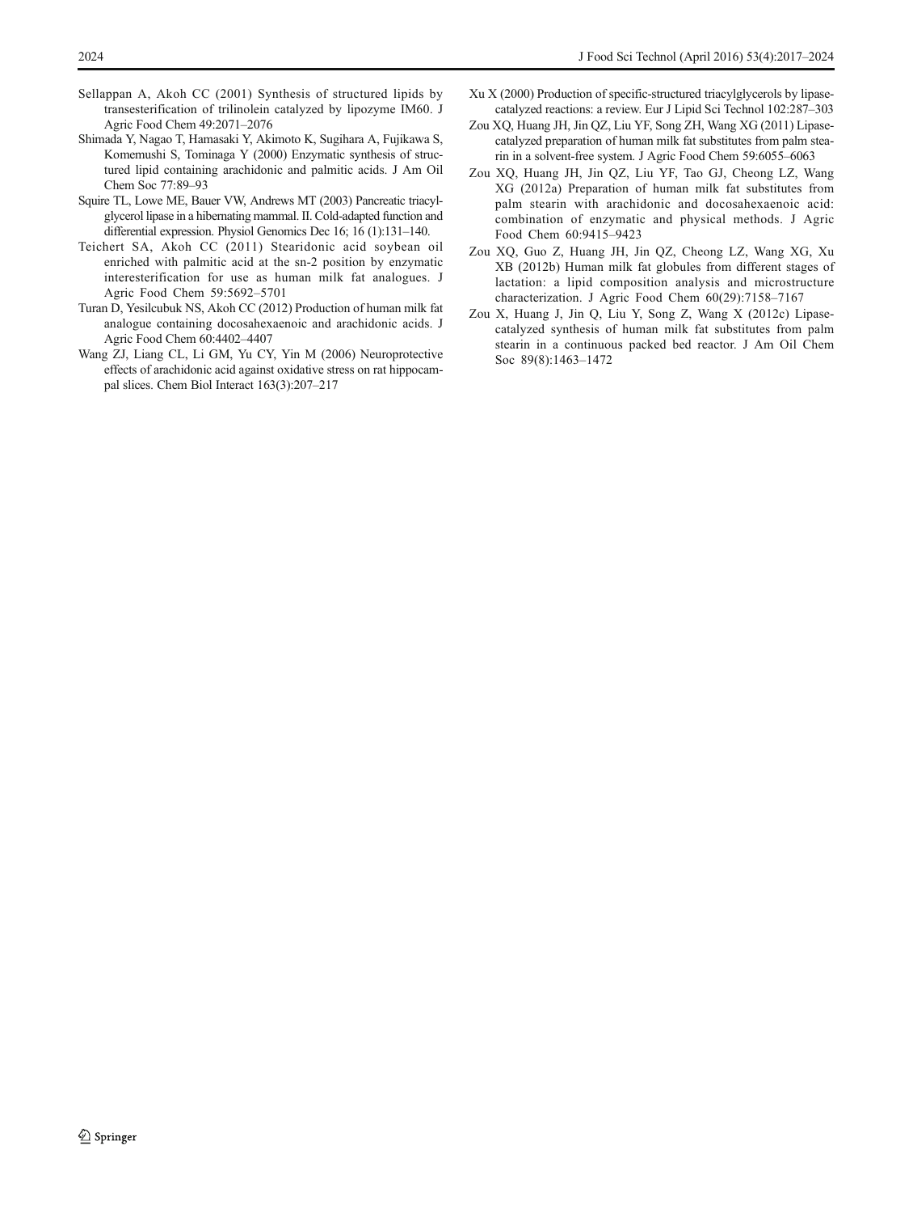Sellappan A, Akoh CC (2001) Synthesis of structured lipids by transesterification of trilinolein catalyzed by lipozyme IM60. J Agric Food Chem 49:2071–2076

Shimada Y, Nagao T, Hamasaki Y, Akimoto K, Sugihara A, Fujikawa S, Komemushi S, Tominaga Y (2000) Enzymatic synthesis of structured lipid containing arachidonic and palmitic acids. J Am Oil Chem Soc 77:89–93

Squire TL, Lowe ME, Bauer VW, Andrews MT (2003) Pancreatic triacylglycerol lipase in a hibernating mammal. II. Cold-adapted function and differential expression. Physiol Genomics Dec 16; 16 (1):131–140.

Teichert SA, Akoh CC (2011) Stearidonic acid soybean oil enriched with palmitic acid at the sn-2 position by enzymatic interesterification for use as human milk fat analogues. J Agric Food Chem 59:5692–5701

Turan D, Yesilcubuk NS, Akoh CC (2012) Production of human milk fat analogue containing docosahexaenoic and arachidonic acids. J Agric Food Chem 60:4402–4407

Wang ZJ, Liang CL, Li GM, Yu CY, Yin M (2006) Neuroprotective effects of arachidonic acid against oxidative stress on rat hippocampal slices. Chem Biol Interact 163(3):207–217

Xu X (2000) Production of specific-structured triacylglycerols by lipase-catalyzed reactions: a review. Eur J Lipid Sci Technol 102:287–303

Zou XQ, Huang JH, Jin QZ, Liu YF, Song ZH, Wang XG (2011) Lipase-catalyzed preparation of human milk fat substitutes from palm stearin in a solvent-free system. J Agric Food Chem 59:6055–6063

Zou XQ, Huang JH, Jin QZ, Liu YF, Tao GJ, Cheong LZ, Wang XG (2012a) Preparation of human milk fat substitutes from palm stearin with arachidonic and docosahexaenoic acid: combination of enzymatic and physical methods. J Agric Food Chem 60:9415–9423

Zou XQ, Guo Z, Huang JH, Jin QZ, Cheong LZ, Wang XG, Xu XB (2012b) Human milk fat globules from different stages of lactation: a lipid composition analysis and microstructure characterization. J Agric Food Chem 60(29):7158–7167

Zou X, Huang J, Jin Q, Liu Y, Song Z, Wang X (2012c) Lipase-catalyzed synthesis of human milk fat substitutes from palm stearin in a continuous packed bed reactor. J Am Oil Chem Soc 89(8):1463–1472